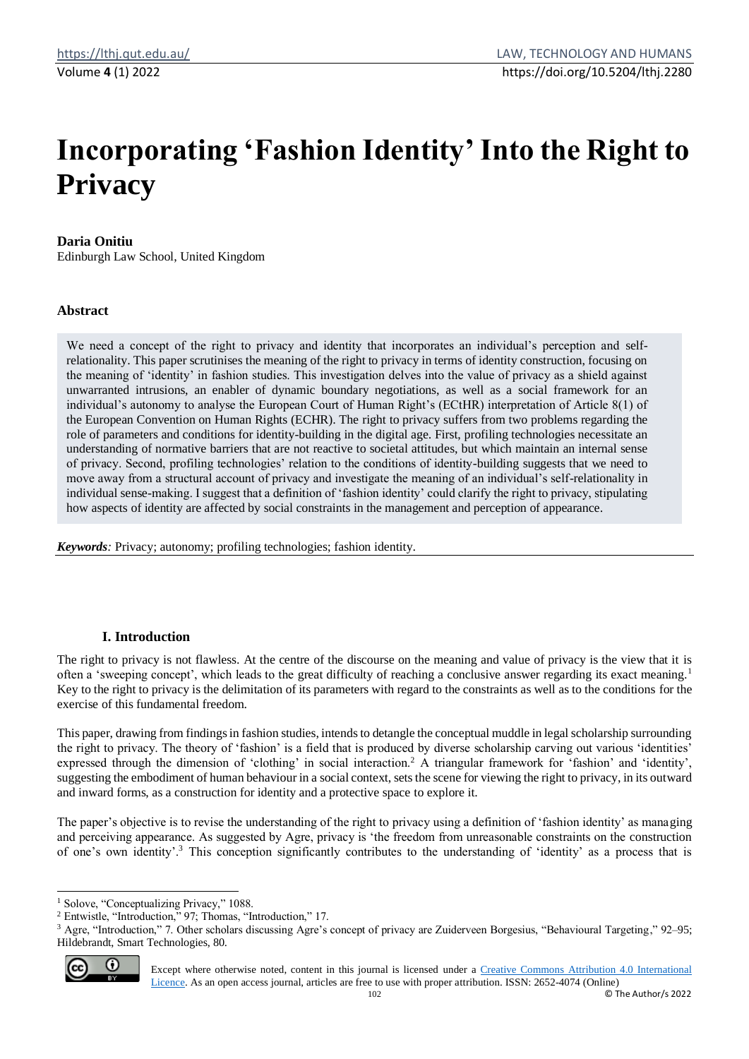# Incorporating 'Fashion Identity' Into the Right to Privacy

**Daria Onitiu**
Edinburgh Law School, United Kingdom

### Abstract

We need a concept of the right to privacy and identity that incorporates an individual's perception and self-relationality. This paper scrutinises the meaning of the right to privacy in terms of identity construction, focusing on the meaning of 'identity' in fashion studies. This investigation delves into the value of privacy as a shield against unwarranted intrusions, an enabler of dynamic boundary negotiations, as well as a social framework for an individual's autonomy to analyse the European Court of Human Right's (ECtHR) interpretation of Article 8(1) of the European Convention on Human Rights (ECHR). The right to privacy suffers from two problems regarding the role of parameters and conditions for identity-building in the digital age. First, profiling technologies necessitate an understanding of normative barriers that are not reactive to societal attitudes, but which maintain an internal sense of privacy. Second, profiling technologies' relation to the conditions of identity-building suggests that we need to move away from a structural account of privacy and investigate the meaning of an individual's self-relationality in individual sense-making. I suggest that a definition of 'fashion identity' could clarify the right to privacy, stipulating how aspects of identity are affected by social constraints in the management and perception of appearance.

***Keywords**:* Privacy; autonomy; profiling technologies; fashion identity.

## I. Introduction

The right to privacy is not flawless. At the centre of the discourse on the meaning and value of privacy is the view that it is often a 'sweeping concept', which leads to the great difficulty of reaching a conclusive answer regarding its exact meaning.[1] Key to the right to privacy is the delimitation of its parameters with regard to the constraints as well as to the conditions for the exercise of this fundamental freedom.

This paper, drawing from findings in fashion studies, intends to detangle the conceptual muddle in legal scholarship surrounding the right to privacy. The theory of 'fashion' is a field that is produced by diverse scholarship carving out various 'identities' expressed through the dimension of 'clothing' in social interaction.[2] A triangular framework for 'fashion' and 'identity', suggesting the embodiment of human behaviour in a social context, sets the scene for viewing the right to privacy, in its outward and inward forms, as a construction for identity and a protective space to explore it.

The paper's objective is to revise the understanding of the right to privacy using a definition of 'fashion identity' as managing and perceiving appearance. As suggested by Agre, privacy is 'the freedom from unreasonable constraints on the construction of one's own identity'.[3] This conception significantly contributes to the understanding of 'identity' as a process that is

---

[1] Solove, "Conceptualizing Privacy," 1088.

[2] Entwistle, "Introduction," 97; Thomas, "Introduction," 17.

[3] Agre, "Introduction," 7. Other scholars discussing Agre's concept of privacy are Zuiderveen Borgesius, "Behavioural Targeting," 92–95; Hildebrandt, Smart Technologies, 80.

Except where otherwise noted, content in this journal is licensed under a Creative Commons Attribution 4.0 International Licence. As an open access journal, articles are free to use with proper attribution. ISSN: 2652-4074 (Online)

© The Author/s 2022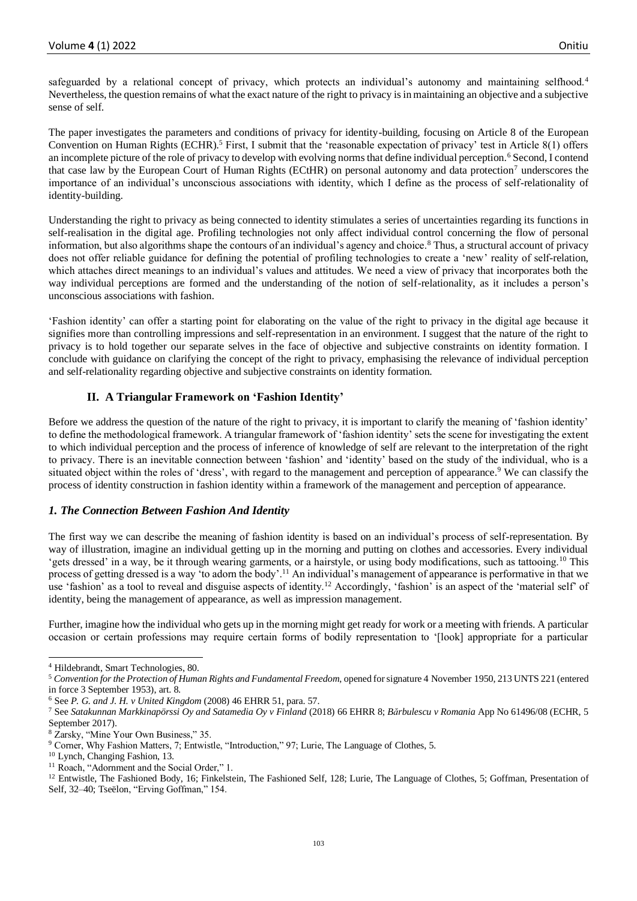safeguarded by a relational concept of privacy, which protects an individual's autonomy and maintaining selfhood.[4] Nevertheless, the question remains of what the exact nature of the right to privacy is in maintaining an objective and a subjective sense of self.

The paper investigates the parameters and conditions of privacy for identity-building, focusing on Article 8 of the European Convention on Human Rights (ECHR).[5] First, I submit that the 'reasonable expectation of privacy' test in Article 8(1) offers an incomplete picture of the role of privacy to develop with evolving norms that define individual perception.[6] Second, I contend that case law by the European Court of Human Rights (ECtHR) on personal autonomy and data protection[7] underscores the importance of an individual's unconscious associations with identity, which I define as the process of self-relationality of identity-building.

Understanding the right to privacy as being connected to identity stimulates a series of uncertainties regarding its functions in self-realisation in the digital age. Profiling technologies not only affect individual control concerning the flow of personal information, but also algorithms shape the contours of an individual's agency and choice.[8] Thus, a structural account of privacy does not offer reliable guidance for defining the potential of profiling technologies to create a 'new' reality of self-relation, which attaches direct meanings to an individual's values and attitudes. We need a view of privacy that incorporates both the way individual perceptions are formed and the understanding of the notion of self-relationality, as it includes a person's unconscious associations with fashion.

'Fashion identity' can offer a starting point for elaborating on the value of the right to privacy in the digital age because it signifies more than controlling impressions and self-representation in an environment. I suggest that the nature of the right to privacy is to hold together our separate selves in the face of objective and subjective constraints on identity formation. I conclude with guidance on clarifying the concept of the right to privacy, emphasising the relevance of individual perception and self-relationality regarding objective and subjective constraints on identity formation.

## II. A Triangular Framework on 'Fashion Identity'

Before we address the question of the nature of the right to privacy, it is important to clarify the meaning of 'fashion identity' to define the methodological framework. A triangular framework of 'fashion identity' sets the scene for investigating the extent to which individual perception and the process of inference of knowledge of self are relevant to the interpretation of the right to privacy. There is an inevitable connection between 'fashion' and 'identity' based on the study of the individual, who is a situated object within the roles of 'dress', with regard to the management and perception of appearance.[9] We can classify the process of identity construction in fashion identity within a framework of the management and perception of appearance.

### *1. The Connection Between Fashion And Identity*

The first way we can describe the meaning of fashion identity is based on an individual's process of self-representation. By way of illustration, imagine an individual getting up in the morning and putting on clothes and accessories. Every individual 'gets dressed' in a way, be it through wearing garments, or a hairstyle, or using body modifications, such as tattooing.[10] This process of getting dressed is a way 'to adorn the body'.[11] An individual's management of appearance is performative in that we use 'fashion' as a tool to reveal and disguise aspects of identity.[12] Accordingly, 'fashion' is an aspect of the 'material self' of identity, being the management of appearance, as well as impression management.

Further, imagine how the individual who gets up in the morning might get ready for work or a meeting with friends. A particular occasion or certain professions may require certain forms of bodily representation to '[look] appropriate for a particular

---

[4] Hildebrandt, Smart Technologies, 80.

[5] *Convention for the Protection of Human Rights and Fundamental Freedom*, opened for signature 4 November 1950, 213 UNTS 221 (entered in force 3 September 1953), art. 8.

[6] See *P. G. and J. H. v United Kingdom* (2008) 46 EHRR 51, para. 57.

[7] See *Satakunnan Markkinapörssi Oy and Satamedia Oy v Finland* (2018) 66 EHRR 8; *Bărbulescu v Romania* App No 61496/08 (ECHR, 5 September 2017).

[8] Zarsky, "Mine Your Own Business," 35.

[9] Corner, Why Fashion Matters, 7; Entwistle, "Introduction," 97; Lurie, The Language of Clothes, 5.

[10] Lynch, Changing Fashion, 13.

[11] Roach, "Adornment and the Social Order," 1.

[12] Entwistle, The Fashioned Body, 16; Finkelstein, The Fashioned Self, 128; Lurie, The Language of Clothes, 5; Goffman, Presentation of Self, 32–40; Tseëlon, "Erving Goffman," 154.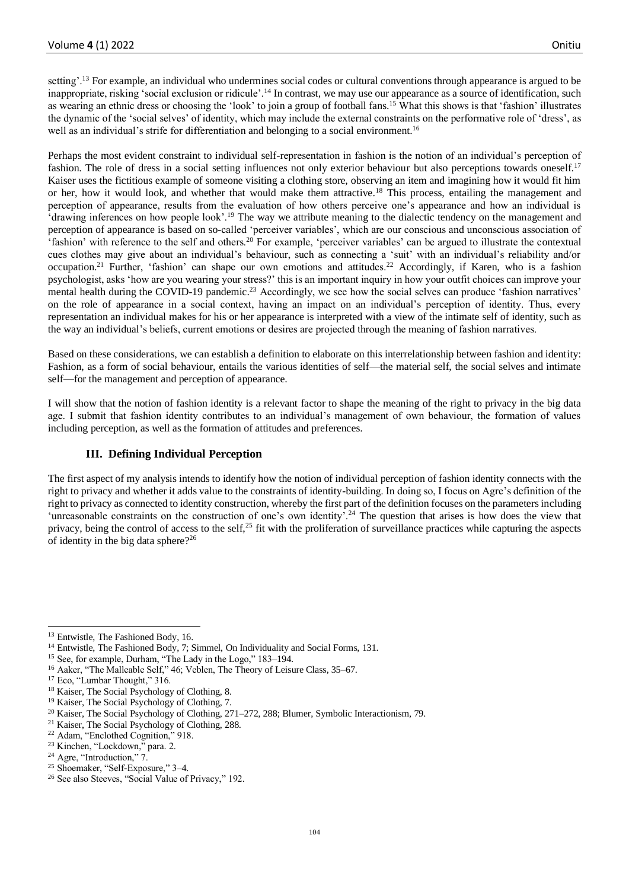setting'.[13] For example, an individual who undermines social codes or cultural conventions through appearance is argued to be inappropriate, risking 'social exclusion or ridicule'.[14] In contrast, we may use our appearance as a source of identification, such as wearing an ethnic dress or choosing the 'look' to join a group of football fans.[15] What this shows is that 'fashion' illustrates the dynamic of the 'social selves' of identity, which may include the external constraints on the performative role of 'dress', as well as an individual's strife for differentiation and belonging to a social environment.[16]

Perhaps the most evident constraint to individual self-representation in fashion is the notion of an individual's perception of fashion. The role of dress in a social setting influences not only exterior behaviour but also perceptions towards oneself.[17] Kaiser uses the fictitious example of someone visiting a clothing store, observing an item and imagining how it would fit him or her, how it would look, and whether that would make them attractive.[18] This process, entailing the management and perception of appearance, results from the evaluation of how others perceive one's appearance and how an individual is 'drawing inferences on how people look'.[19] The way we attribute meaning to the dialectic tendency on the management and perception of appearance is based on so-called 'perceiver variables', which are our conscious and unconscious association of 'fashion' with reference to the self and others.[20] For example, 'perceiver variables' can be argued to illustrate the contextual cues clothes may give about an individual's behaviour, such as connecting a 'suit' with an individual's reliability and/or occupation.[21] Further, 'fashion' can shape our own emotions and attitudes.[22] Accordingly, if Karen, who is a fashion psychologist, asks 'how are you wearing your stress?' this is an important inquiry in how your outfit choices can improve your mental health during the COVID-19 pandemic.[23] Accordingly, we see how the social selves can produce 'fashion narratives' on the role of appearance in a social context, having an impact on an individual's perception of identity. Thus, every representation an individual makes for his or her appearance is interpreted with a view of the intimate self of identity, such as the way an individual's beliefs, current emotions or desires are projected through the meaning of fashion narratives.

Based on these considerations, we can establish a definition to elaborate on this interrelationship between fashion and identity: Fashion, as a form of social behaviour, entails the various identities of self—the material self, the social selves and intimate self—for the management and perception of appearance.

I will show that the notion of fashion identity is a relevant factor to shape the meaning of the right to privacy in the big data age. I submit that fashion identity contributes to an individual's management of own behaviour, the formation of values including perception, as well as the formation of attitudes and preferences.

## III. Defining Individual Perception

The first aspect of my analysis intends to identify how the notion of individual perception of fashion identity connects with the right to privacy and whether it adds value to the constraints of identity-building. In doing so, I focus on Agre's definition of the right to privacy as connected to identity construction, whereby the first part of the definition focuses on the parameters including 'unreasonable constraints on the construction of one's own identity'.[24] The question that arises is how does the view that privacy, being the control of access to the self,[25] fit with the proliferation of surveillance practices while capturing the aspects of identity in the big data sphere?[26]

---

[13] Entwistle, The Fashioned Body, 16.

[14] Entwistle, The Fashioned Body, 7; Simmel, On Individuality and Social Forms, 131.

[15] See, for example, Durham, "The Lady in the Logo," 183–194.

[16] Aaker, "The Malleable Self," 46; Veblen, The Theory of Leisure Class, 35–67.

[17] Eco, "Lumbar Thought," 316.

[18] Kaiser, The Social Psychology of Clothing, 8.

[19] Kaiser, The Social Psychology of Clothing, 7.

[20] Kaiser, The Social Psychology of Clothing, 271–272, 288; Blumer, Symbolic Interactionism, 79.

[21] Kaiser, The Social Psychology of Clothing, 288.

[22] Adam, "Enclothed Cognition," 918.

[23] Kinchen, "Lockdown," para. 2.

[24] Agre, "Introduction," 7.

[25] Shoemaker, "Self-Exposure," 3–4.

[26] See also Steeves, "Social Value of Privacy," 192.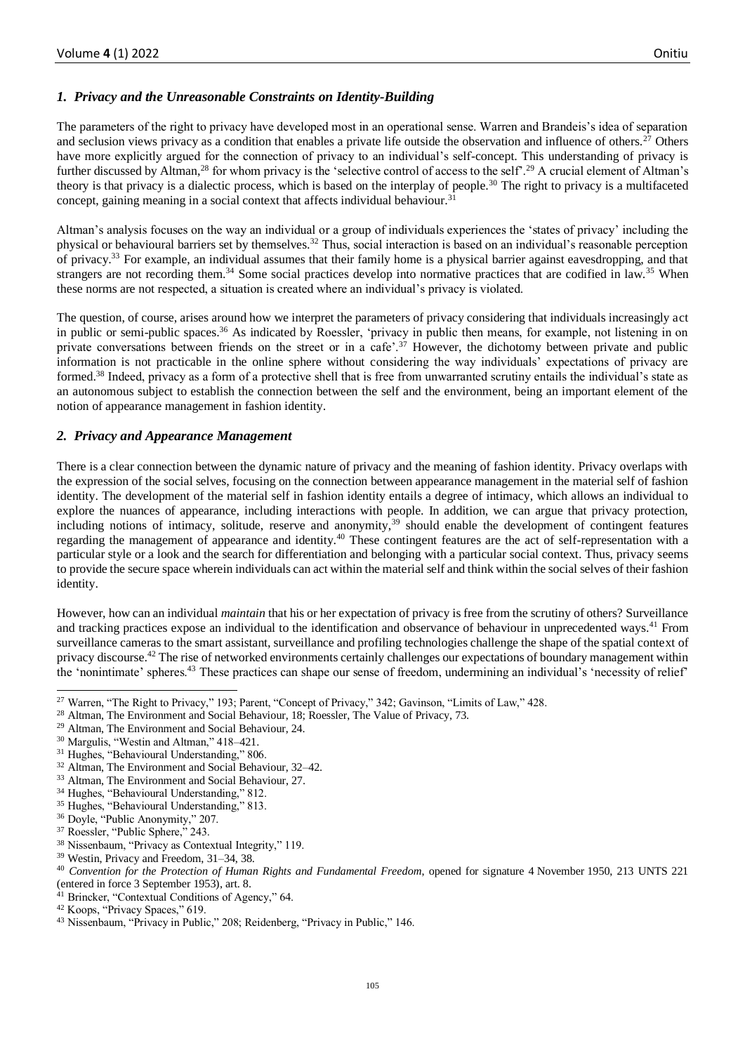### *1. Privacy and the Unreasonable Constraints on Identity-Building*

The parameters of the right to privacy have developed most in an operational sense. Warren and Brandeis's idea of separation and seclusion views privacy as a condition that enables a private life outside the observation and influence of others.[27] Others have more explicitly argued for the connection of privacy to an individual's self-concept. This understanding of privacy is further discussed by Altman,[28] for whom privacy is the 'selective control of access to the self'.[29] A crucial element of Altman's theory is that privacy is a dialectic process, which is based on the interplay of people.[30] The right to privacy is a multifaceted concept, gaining meaning in a social context that affects individual behaviour.[31]

Altman's analysis focuses on the way an individual or a group of individuals experiences the 'states of privacy' including the physical or behavioural barriers set by themselves.[32] Thus, social interaction is based on an individual's reasonable perception of privacy.[33] For example, an individual assumes that their family home is a physical barrier against eavesdropping, and that strangers are not recording them.[34] Some social practices develop into normative practices that are codified in law.[35] When these norms are not respected, a situation is created where an individual's privacy is violated.

The question, of course, arises around how we interpret the parameters of privacy considering that individuals increasingly act in public or semi-public spaces.[36] As indicated by Roessler, 'privacy in public then means, for example, not listening in on private conversations between friends on the street or in a cafe'.[37] However, the dichotomy between private and public information is not practicable in the online sphere without considering the way individuals' expectations of privacy are formed.[38] Indeed, privacy as a form of a protective shell that is free from unwarranted scrutiny entails the individual's state as an autonomous subject to establish the connection between the self and the environment, being an important element of the notion of appearance management in fashion identity.

### *2. Privacy and Appearance Management*

There is a clear connection between the dynamic nature of privacy and the meaning of fashion identity. Privacy overlaps with the expression of the social selves, focusing on the connection between appearance management in the material self of fashion identity. The development of the material self in fashion identity entails a degree of intimacy, which allows an individual to explore the nuances of appearance, including interactions with people. In addition, we can argue that privacy protection, including notions of intimacy, solitude, reserve and anonymity,[39] should enable the development of contingent features regarding the management of appearance and identity.[40] These contingent features are the act of self-representation with a particular style or a look and the search for differentiation and belonging with a particular social context. Thus, privacy seems to provide the secure space wherein individuals can act within the material self and think within the social selves of their fashion identity.

However, how can an individual *maintain* that his or her expectation of privacy is free from the scrutiny of others? Surveillance and tracking practices expose an individual to the identification and observance of behaviour in unprecedented ways.[41] From surveillance cameras to the smart assistant, surveillance and profiling technologies challenge the shape of the spatial context of privacy discourse.[42] The rise of networked environments certainly challenges our expectations of boundary management within the 'nonintimate' spheres.[43] These practices can shape our sense of freedom, undermining an individual's 'necessity of relief'

---

[27] Warren, "The Right to Privacy," 193; Parent, "Concept of Privacy," 342; Gavinson, "Limits of Law," 428.

[28] Altman, The Environment and Social Behaviour, 18; Roessler, The Value of Privacy, 73.

[29] Altman, The Environment and Social Behaviour, 24.

[30] Margulis, "Westin and Altman," 418–421.

[31] Hughes, "Behavioural Understanding," 806.

[32] Altman, The Environment and Social Behaviour, 32–42.

[33] Altman, The Environment and Social Behaviour, 27.

[34] Hughes, "Behavioural Understanding," 812.

[35] Hughes, "Behavioural Understanding," 813.

[36] Doyle, "Public Anonymity," 207.

[37] Roessler, "Public Sphere," 243.

[38] Nissenbaum, "Privacy as Contextual Integrity," 119.

[39] Westin, Privacy and Freedom, 31–34, 38.

[40] *Convention for the Protection of Human Rights and Fundamental Freedom*, opened for signature 4 November 1950, 213 UNTS 221 (entered in force 3 September 1953), art. 8.

[41] Brincker, "Contextual Conditions of Agency," 64.

[42] Koops, "Privacy Spaces," 619.

[43] Nissenbaum, "Privacy in Public," 208; Reidenberg, "Privacy in Public," 146.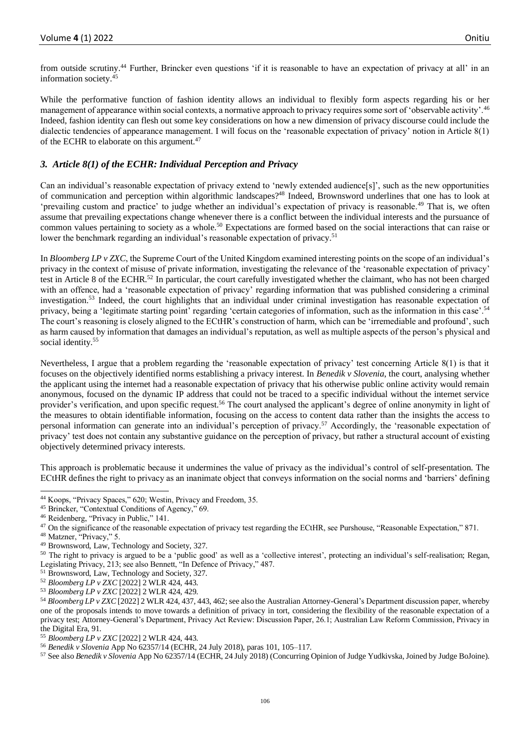from outside scrutiny.[44] Further, Brincker even questions 'if it is reasonable to have an expectation of privacy at all' in an information society.[45]

While the performative function of fashion identity allows an individual to flexibly form aspects regarding his or her management of appearance within social contexts, a normative approach to privacy requires some sort of 'observable activity'.[46] Indeed, fashion identity can flesh out some key considerations on how a new dimension of privacy discourse could include the dialectic tendencies of appearance management. I will focus on the 'reasonable expectation of privacy' notion in Article 8(1) of the ECHR to elaborate on this argument.[47]

### *3. Article 8(1) of the ECHR: Individual Perception and Privacy*

Can an individual's reasonable expectation of privacy extend to 'newly extended audience[s]', such as the new opportunities of communication and perception within algorithmic landscapes?[48] Indeed, Brownsword underlines that one has to look at 'prevailing custom and practice' to judge whether an individual's expectation of privacy is reasonable.[49] That is, we often assume that prevailing expectations change whenever there is a conflict between the individual interests and the pursuance of common values pertaining to society as a whole.[50] Expectations are formed based on the social interactions that can raise or lower the benchmark regarding an individual's reasonable expectation of privacy.[51]

In *Bloomberg LP v ZXC*, the Supreme Court of the United Kingdom examined interesting points on the scope of an individual's privacy in the context of misuse of private information, investigating the relevance of the 'reasonable expectation of privacy' test in Article 8 of the ECHR.[52] In particular, the court carefully investigated whether the claimant, who has not been charged with an offence, had a 'reasonable expectation of privacy' regarding information that was published considering a criminal investigation.[53] Indeed, the court highlights that an individual under criminal investigation has reasonable expectation of privacy, being a 'legitimate starting point' regarding 'certain categories of information, such as the information in this case'.[54] The court's reasoning is closely aligned to the ECtHR's construction of harm, which can be 'irremediable and profound', such as harm caused by information that damages an individual's reputation, as well as multiple aspects of the person's physical and social identity.[55]

Nevertheless, I argue that a problem regarding the 'reasonable expectation of privacy' test concerning Article 8(1) is that it focuses on the objectively identified norms establishing a privacy interest. In *Benedik v Slovenia*, the court, analysing whether the applicant using the internet had a reasonable expectation of privacy that his otherwise public online activity would remain anonymous, focused on the dynamic IP address that could not be traced to a specific individual without the internet service provider's verification, and upon specific request.[56] The court analysed the applicant's degree of online anonymity in light of the measures to obtain identifiable information, focusing on the access to content data rather than the insights the access to personal information can generate into an individual's perception of privacy.[57] Accordingly, the 'reasonable expectation of privacy' test does not contain any substantive guidance on the perception of privacy, but rather a structural account of existing objectively determined privacy interests.

This approach is problematic because it undermines the value of privacy as the individual's control of self-presentation. The ECtHR defines the right to privacy as an inanimate object that conveys information on the social norms and 'barriers' defining

---

[44] Koops, "Privacy Spaces," 620; Westin, Privacy and Freedom, 35.

[45] Brincker, "Contextual Conditions of Agency," 69.

[46] Reidenberg, "Privacy in Public," 141.

[47] On the significance of the reasonable expectation of privacy test regarding the ECtHR, see Purshouse, "Reasonable Expectation," 871.

[48] Matzner, "Privacy," 5.

[49] Brownsword, Law, Technology and Society, 327.

[50] The right to privacy is argued to be a 'public good' as well as a 'collective interest', protecting an individual's self-realisation; Regan, Legislating Privacy, 213; see also Bennett, "In Defence of Privacy," 487.

[51] Brownsword, Law, Technology and Society, 327.

[52] *Bloomberg LP v ZXC* [2022] 2 WLR 424, 443.

[53] *Bloomberg LP v ZXC* [2022] 2 WLR 424, 429.

[54] *Bloomberg LP v ZXC* [2022] 2 WLR 424, 437, 443, 462; see also the Australian Attorney-General's Department discussion paper, whereby one of the proposals intends to move towards a definition of privacy in tort, considering the flexibility of the reasonable expectation of a privacy test; Attorney-General's Department, Privacy Act Review: Discussion Paper, 26.1; Australian Law Reform Commission, Privacy in the Digital Era, 91.

[55] *Bloomberg LP v ZXC* [2022] 2 WLR 424, 443.

[56] *Benedik v Slovenia* App No 62357/14 (ECHR, 24 July 2018), paras 101, 105–117.

[57] See also *Benedik v Slovenia* App No 62357/14 (ECHR, 24 July 2018) (Concurring Opinion of Judge Yudkivska, Joined by Judge BoJoine).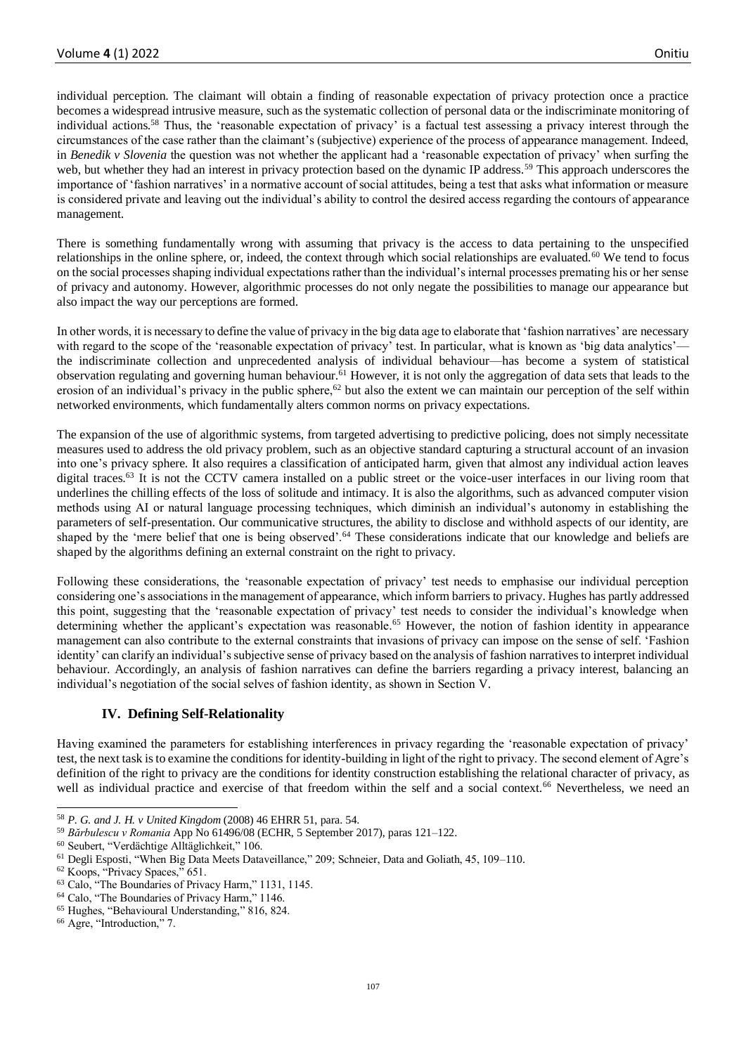individual perception. The claimant will obtain a finding of reasonable expectation of privacy protection once a practice becomes a widespread intrusive measure, such as the systematic collection of personal data or the indiscriminate monitoring of individual actions.[58] Thus, the 'reasonable expectation of privacy' is a factual test assessing a privacy interest through the circumstances of the case rather than the claimant's (subjective) experience of the process of appearance management. Indeed, in *Benedik v Slovenia* the question was not whether the applicant had a 'reasonable expectation of privacy' when surfing the web, but whether they had an interest in privacy protection based on the dynamic IP address.[59] This approach underscores the importance of 'fashion narratives' in a normative account of social attitudes, being a test that asks what information or measure is considered private and leaving out the individual's ability to control the desired access regarding the contours of appearance management.

There is something fundamentally wrong with assuming that privacy is the access to data pertaining to the unspecified relationships in the online sphere, or, indeed, the context through which social relationships are evaluated.[60] We tend to focus on the social processes shaping individual expectations rather than the individual's internal processes premating his or her sense of privacy and autonomy. However, algorithmic processes do not only negate the possibilities to manage our appearance but also impact the way our perceptions are formed.

In other words, it is necessary to define the value of privacy in the big data age to elaborate that 'fashion narratives' are necessary with regard to the scope of the 'reasonable expectation of privacy' test. In particular, what is known as 'big data analytics'—the indiscriminate collection and unprecedented analysis of individual behaviour—has become a system of statistical observation regulating and governing human behaviour.[61] However, it is not only the aggregation of data sets that leads to the erosion of an individual's privacy in the public sphere,[62] but also the extent we can maintain our perception of the self within networked environments, which fundamentally alters common norms on privacy expectations.

The expansion of the use of algorithmic systems, from targeted advertising to predictive policing, does not simply necessitate measures used to address the old privacy problem, such as an objective standard capturing a structural account of an invasion into one's privacy sphere. It also requires a classification of anticipated harm, given that almost any individual action leaves digital traces.[63] It is not the CCTV camera installed on a public street or the voice-user interfaces in our living room that underlines the chilling effects of the loss of solitude and intimacy. It is also the algorithms, such as advanced computer vision methods using AI or natural language processing techniques, which diminish an individual's autonomy in establishing the parameters of self-presentation. Our communicative structures, the ability to disclose and withhold aspects of our identity, are shaped by the 'mere belief that one is being observed'.[64] These considerations indicate that our knowledge and beliefs are shaped by the algorithms defining an external constraint on the right to privacy.

Following these considerations, the 'reasonable expectation of privacy' test needs to emphasise our individual perception considering one's associations in the management of appearance, which inform barriers to privacy. Hughes has partly addressed this point, suggesting that the 'reasonable expectation of privacy' test needs to consider the individual's knowledge when determining whether the applicant's expectation was reasonable.[65] However, the notion of fashion identity in appearance management can also contribute to the external constraints that invasions of privacy can impose on the sense of self. 'Fashion identity' can clarify an individual's subjective sense of privacy based on the analysis of fashion narratives to interpret individual behaviour. Accordingly, an analysis of fashion narratives can define the barriers regarding a privacy interest, balancing an individual's negotiation of the social selves of fashion identity, as shown in Section V.

## IV. Defining Self-Relationality

Having examined the parameters for establishing interferences in privacy regarding the 'reasonable expectation of privacy' test, the next task is to examine the conditions for identity-building in light of the right to privacy. The second element of Agre's definition of the right to privacy are the conditions for identity construction establishing the relational character of privacy, as well as individual practice and exercise of that freedom within the self and a social context.[66] Nevertheless, we need an

---

[58] *P. G. and J. H. v United Kingdom* (2008) 46 EHRR 51, para. 54.

[59] *Bărbulescu v Romania* App No 61496/08 (ECHR, 5 September 2017), paras 121–122.

[60] Seubert, "Verdächtige Alltäglichkeit," 106.

[61] Degli Esposti, "When Big Data Meets Dataveillance," 209; Schneier, Data and Goliath, 45, 109–110.

[62] Koops, "Privacy Spaces," 651.

[63] Calo, "The Boundaries of Privacy Harm," 1131, 1145.

[64] Calo, "The Boundaries of Privacy Harm," 1146.

[65] Hughes, "Behavioural Understanding," 816, 824.

[66] Agre, "Introduction," 7.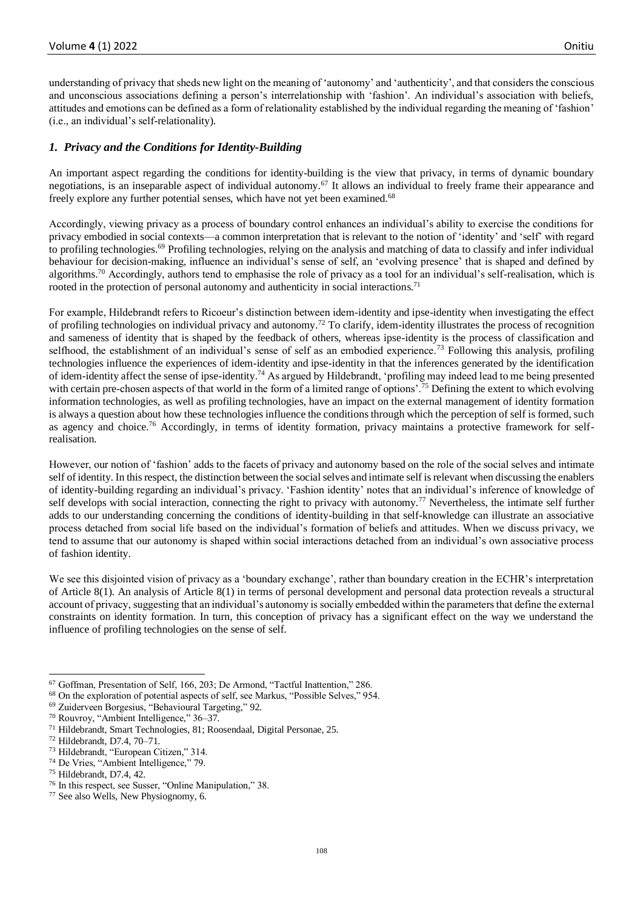understanding of privacy that sheds new light on the meaning of 'autonomy' and 'authenticity', and that considers the conscious and unconscious associations defining a person's interrelationship with 'fashion'. An individual's association with beliefs, attitudes and emotions can be defined as a form of relationality established by the individual regarding the meaning of 'fashion' (i.e., an individual's self-relationality).

### *1. Privacy and the Conditions for Identity-Building*

An important aspect regarding the conditions for identity-building is the view that privacy, in terms of dynamic boundary negotiations, is an inseparable aspect of individual autonomy.[67] It allows an individual to freely frame their appearance and freely explore any further potential senses, which have not yet been examined.[68]

Accordingly, viewing privacy as a process of boundary control enhances an individual's ability to exercise the conditions for privacy embodied in social contexts—a common interpretation that is relevant to the notion of 'identity' and 'self' with regard to profiling technologies.[69] Profiling technologies, relying on the analysis and matching of data to classify and infer individual behaviour for decision-making, influence an individual's sense of self, an 'evolving presence' that is shaped and defined by algorithms.[70] Accordingly, authors tend to emphasise the role of privacy as a tool for an individual's self-realisation, which is rooted in the protection of personal autonomy and authenticity in social interactions.[71]

For example, Hildebrandt refers to Ricoeur's distinction between idem-identity and ipse-identity when investigating the effect of profiling technologies on individual privacy and autonomy.[72] To clarify, idem-identity illustrates the process of recognition and sameness of identity that is shaped by the feedback of others, whereas ipse-identity is the process of classification and selfhood, the establishment of an individual's sense of self as an embodied experience.[73] Following this analysis, profiling technologies influence the experiences of idem-identity and ipse-identity in that the inferences generated by the identification of idem-identity affect the sense of ipse-identity.[74] As argued by Hildebrandt, 'profiling may indeed lead to me being presented with certain pre-chosen aspects of that world in the form of a limited range of options'.[75] Defining the extent to which evolving information technologies, as well as profiling technologies, have an impact on the external management of identity formation is always a question about how these technologies influence the conditions through which the perception of self is formed, such as agency and choice.[76] Accordingly, in terms of identity formation, privacy maintains a protective framework for self-realisation.

However, our notion of 'fashion' adds to the facets of privacy and autonomy based on the role of the social selves and intimate self of identity. In this respect, the distinction between the social selves and intimate self is relevant when discussing the enablers of identity-building regarding an individual's privacy. 'Fashion identity' notes that an individual's inference of knowledge of self develops with social interaction, connecting the right to privacy with autonomy.[77] Nevertheless, the intimate self further adds to our understanding concerning the conditions of identity-building in that self-knowledge can illustrate an associative process detached from social life based on the individual's formation of beliefs and attitudes. When we discuss privacy, we tend to assume that our autonomy is shaped within social interactions detached from an individual's own associative process of fashion identity.

We see this disjointed vision of privacy as a 'boundary exchange', rather than boundary creation in the ECHR's interpretation of Article 8(1). An analysis of Article 8(1) in terms of personal development and personal data protection reveals a structural account of privacy, suggesting that an individual's autonomy is socially embedded within the parameters that define the external constraints on identity formation. In turn, this conception of privacy has a significant effect on the way we understand the influence of profiling technologies on the sense of self.

---

[67] Goffman, Presentation of Self, 166, 203; De Armond, "Tactful Inattention," 286.
[68] On the exploration of potential aspects of self, see Markus, "Possible Selves," 954.
[69] Zuiderveen Borgesius, "Behavioural Targeting," 92.
[70] Rouvroy, "Ambient Intelligence," 36–37.
[71] Hildebrandt, Smart Technologies, 81; Roosendaal, Digital Personae, 25.
[72] Hildebrandt, D7.4, 70–71.
[73] Hildebrandt, "European Citizen," 314.
[74] De Vries, "Ambient Intelligence," 79.
[75] Hildebrandt, D7.4, 42.
[76] In this respect, see Susser, "Online Manipulation," 38.
[77] See also Wells, New Physiognomy, 6.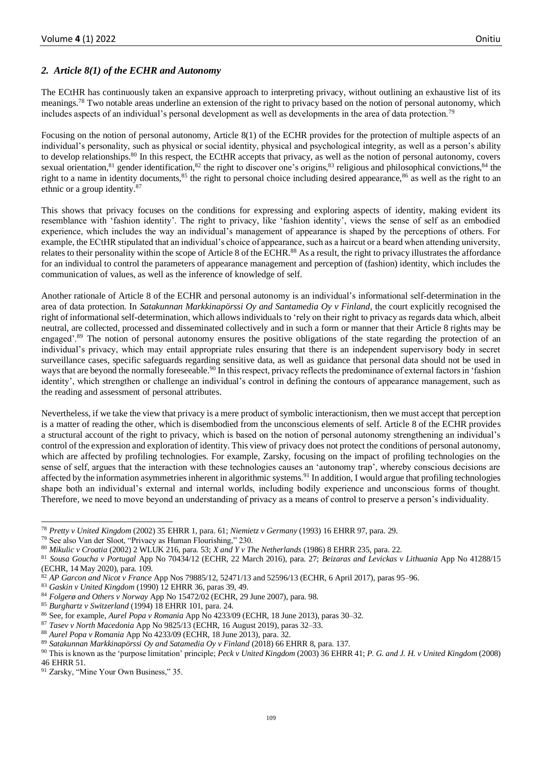### *2. Article 8(1) of the ECHR and Autonomy*

The ECtHR has continuously taken an expansive approach to interpreting privacy, without outlining an exhaustive list of its meanings.[78] Two notable areas underline an extension of the right to privacy based on the notion of personal autonomy, which includes aspects of an individual's personal development as well as developments in the area of data protection.[79]

Focusing on the notion of personal autonomy, Article 8(1) of the ECHR provides for the protection of multiple aspects of an individual's personality, such as physical or social identity, physical and psychological integrity, as well as a person's ability to develop relationships.[80] In this respect, the ECtHR accepts that privacy, as well as the notion of personal autonomy, covers sexual orientation,[81] gender identification,[82] the right to discover one's origins,[83] religious and philosophical convictions,[84] the right to a name in identity documents,[85] the right to personal choice including desired appearance,[86] as well as the right to an ethnic or a group identity.[87]

This shows that privacy focuses on the conditions for expressing and exploring aspects of identity, making evident its resemblance with 'fashion identity'. The right to privacy, like 'fashion identity', views the sense of self as an embodied experience, which includes the way an individual's management of appearance is shaped by the perceptions of others. For example, the ECtHR stipulated that an individual's choice of appearance, such as a haircut or a beard when attending university, relates to their personality within the scope of Article 8 of the ECHR.[88] As a result, the right to privacy illustrates the affordance for an individual to control the parameters of appearance management and perception of (fashion) identity, which includes the communication of values, as well as the inference of knowledge of self.

Another rationale of Article 8 of the ECHR and personal autonomy is an individual's informational self-determination in the area of data protection. In *Satakunnan Markkinapörssi Oy and Santamedia Oy v Finland*, the court explicitly recognised the right of informational self-determination, which allows individuals to 'rely on their right to privacy as regards data which, albeit neutral, are collected, processed and disseminated collectively and in such a form or manner that their Article 8 rights may be engaged'.[89] The notion of personal autonomy ensures the positive obligations of the state regarding the protection of an individual's privacy, which may entail appropriate rules ensuring that there is an independent supervisory body in secret surveillance cases, specific safeguards regarding sensitive data, as well as guidance that personal data should not be used in ways that are beyond the normally foreseeable.[90] In this respect, privacy reflects the predominance of external factors in 'fashion identity', which strengthen or challenge an individual's control in defining the contours of appearance management, such as the reading and assessment of personal attributes.

Nevertheless, if we take the view that privacy is a mere product of symbolic interactionism, then we must accept that perception is a matter of reading the other, which is disembodied from the unconscious elements of self. Article 8 of the ECHR provides a structural account of the right to privacy, which is based on the notion of personal autonomy strengthening an individual's control of the expression and exploration of identity. This view of privacy does not protect the conditions of personal autonomy, which are affected by profiling technologies. For example, Zarsky, focusing on the impact of profiling technologies on the sense of self, argues that the interaction with these technologies causes an 'autonomy trap', whereby conscious decisions are affected by the information asymmetries inherent in algorithmic systems.[91] In addition, I would argue that profiling technologies shape both an individual's external and internal worlds, including bodily experience and unconscious forms of thought. Therefore, we need to move beyond an understanding of privacy as a means of control to preserve a person's individuality.

---

[78] *Pretty v United Kingdom* (2002) 35 EHRR 1, para. 61; *Niemietz v Germany* (1993) 16 EHRR 97, para. 29.

[79] See also Van der Sloot, "Privacy as Human Flourishing," 230.

[80] *Mikulic v Croatia* (2002) 2 WLUK 216, para. 53; *X and Y v The Netherlands* (1986) 8 EHRR 235, para. 22.

[81] *Sousa Goucha v Portugal* App No 70434/12 (ECHR, 22 March 2016), para. 27; *Beizaras and Levickas v Lithuania* App No 41288/15 (ECHR, 14 May 2020), para. 109.

[82] *AP Garcon and Nicot v France* App Nos 79885/12, 52471/13 and 52596/13 (ECHR, 6 April 2017), paras 95–96.

[83] *Gaskin v United Kingdom* (1990) 12 EHRR 36, paras 39, 49.

[84] *Folgerø and Others v Norway* App No 15472/02 (ECHR, 29 June 2007), para. 98.

[85] *Burghartz v Switzerland* (1994) 18 EHRR 101, para. 24.

[86] See, for example, *Aurel Popa v Romania* App No 4233/09 (ECHR, 18 June 2013), paras 30–32.

[87] *Tasev v North Macedonia* App No 9825/13 (ECHR, 16 August 2019), paras 32–33.

[88] *Aurel Popa v Romania* App No 4233/09 (ECHR, 18 June 2013), para. 32.

[89] *Satakunnan Markkinapörssi Oy and Satamedia Oy v Finland* (2018) 66 EHRR 8, para. 137.

[90] This is known as the 'purpose limitation' principle; *Peck v United Kingdom* (2003) 36 EHRR 41; *P. G. and J. H. v United Kingdom* (2008) 46 EHRR 51.

[91] Zarsky, "Mine Your Own Business," 35.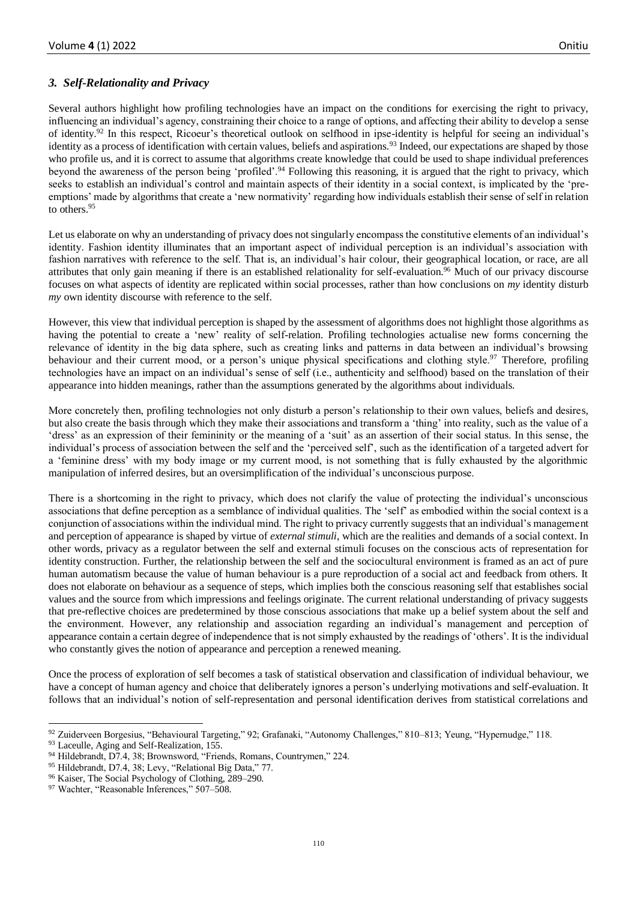### *3. Self-Relationality and Privacy*

Several authors highlight how profiling technologies have an impact on the conditions for exercising the right to privacy, influencing an individual's agency, constraining their choice to a range of options, and affecting their ability to develop a sense of identity.[92] In this respect, Ricoeur's theoretical outlook on selfhood in ipse-identity is helpful for seeing an individual's identity as a process of identification with certain values, beliefs and aspirations.[93] Indeed, our expectations are shaped by those who profile us, and it is correct to assume that algorithms create knowledge that could be used to shape individual preferences beyond the awareness of the person being 'profiled'.[94] Following this reasoning, it is argued that the right to privacy, which seeks to establish an individual's control and maintain aspects of their identity in a social context, is implicated by the 'pre-emptions' made by algorithms that create a 'new normativity' regarding how individuals establish their sense of self in relation to others.[95]

Let us elaborate on why an understanding of privacy does not singularly encompass the constitutive elements of an individual's identity. Fashion identity illuminates that an important aspect of individual perception is an individual's association with fashion narratives with reference to the self. That is, an individual's hair colour, their geographical location, or race, are all attributes that only gain meaning if there is an established relationality for self-evaluation.[96] Much of our privacy discourse focuses on what aspects of identity are replicated within social processes, rather than how conclusions on *my* identity disturb *my* own identity discourse with reference to the self.

However, this view that individual perception is shaped by the assessment of algorithms does not highlight those algorithms as having the potential to create a 'new' reality of self-relation. Profiling technologies actualise new forms concerning the relevance of identity in the big data sphere, such as creating links and patterns in data between an individual's browsing behaviour and their current mood, or a person's unique physical specifications and clothing style.[97] Therefore, profiling technologies have an impact on an individual's sense of self (i.e., authenticity and selfhood) based on the translation of their appearance into hidden meanings, rather than the assumptions generated by the algorithms about individuals.

More concretely then, profiling technologies not only disturb a person's relationship to their own values, beliefs and desires, but also create the basis through which they make their associations and transform a 'thing' into reality, such as the value of a 'dress' as an expression of their femininity or the meaning of a 'suit' as an assertion of their social status. In this sense, the individual's process of association between the self and the 'perceived self', such as the identification of a targeted advert for a 'feminine dress' with my body image or my current mood, is not something that is fully exhausted by the algorithmic manipulation of inferred desires, but an oversimplification of the individual's unconscious purpose.

There is a shortcoming in the right to privacy, which does not clarify the value of protecting the individual's unconscious associations that define perception as a semblance of individual qualities. The 'self' as embodied within the social context is a conjunction of associations within the individual mind. The right to privacy currently suggests that an individual's management and perception of appearance is shaped by virtue of *external stimuli*, which are the realities and demands of a social context. In other words, privacy as a regulator between the self and external stimuli focuses on the conscious acts of representation for identity construction. Further, the relationship between the self and the sociocultural environment is framed as an act of pure human automatism because the value of human behaviour is a pure reproduction of a social act and feedback from others. It does not elaborate on behaviour as a sequence of steps, which implies both the conscious reasoning self that establishes social values and the source from which impressions and feelings originate. The current relational understanding of privacy suggests that pre-reflective choices are predetermined by those conscious associations that make up a belief system about the self and the environment. However, any relationship and association regarding an individual's management and perception of appearance contain a certain degree of independence that is not simply exhausted by the readings of 'others'. It is the individual who constantly gives the notion of appearance and perception a renewed meaning.

Once the process of exploration of self becomes a task of statistical observation and classification of individual behaviour, we have a concept of human agency and choice that deliberately ignores a person's underlying motivations and self-evaluation. It follows that an individual's notion of self-representation and personal identification derives from statistical correlations and

---

[92] Zuiderveen Borgesius, "Behavioural Targeting," 92; Grafanaki, "Autonomy Challenges," 810–813; Yeung, "Hypernudge," 118.

[93] Laceulle, Aging and Self-Realization, 155.

[94] Hildebrandt, D7.4, 38; Brownsword, "Friends, Romans, Countrymen," 224.

[95] Hildebrandt, D7.4, 38; Levy, "Relational Big Data," 77.

[96] Kaiser, The Social Psychology of Clothing, 289–290.

[97] Wachter, "Reasonable Inferences," 507–508.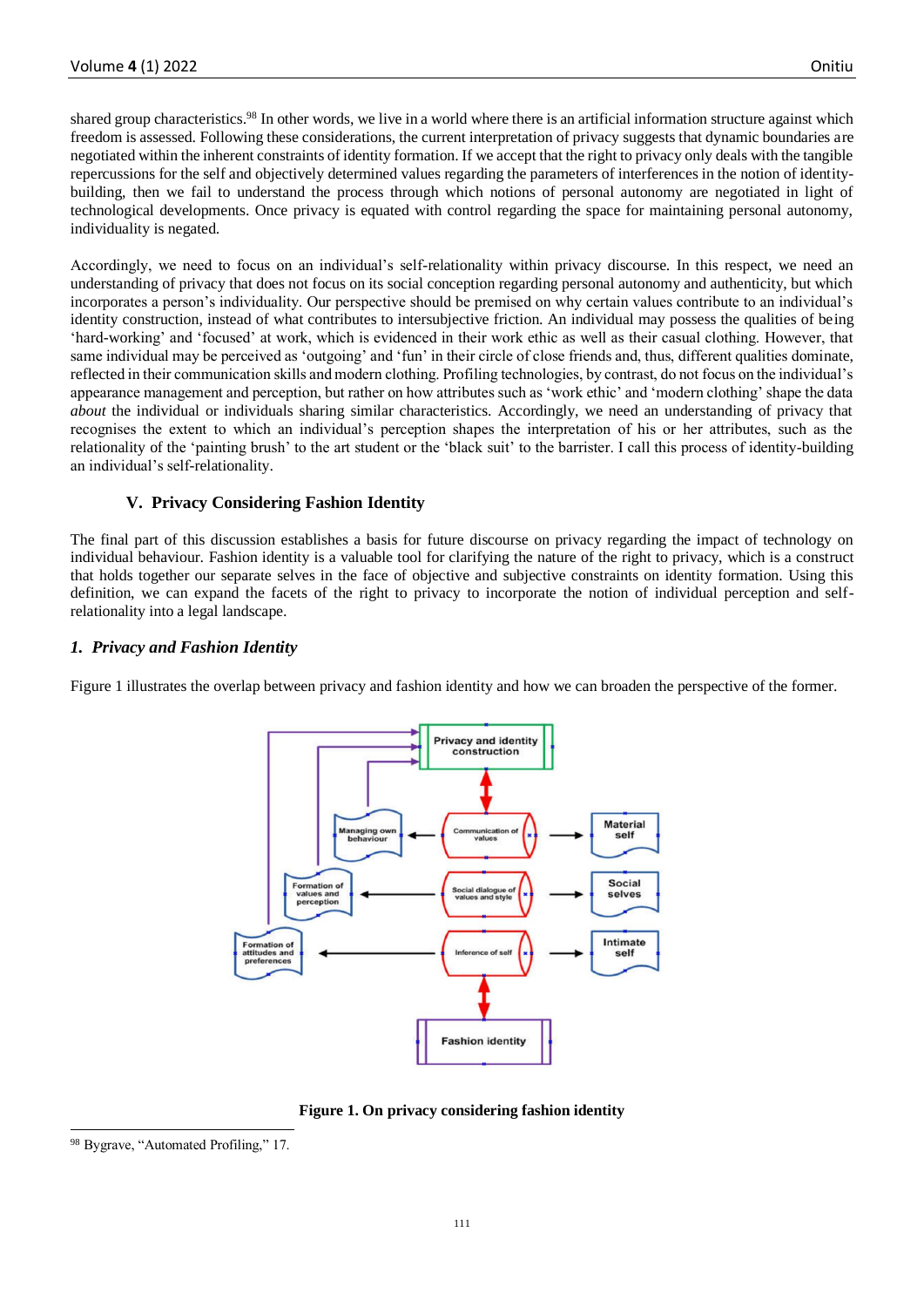shared group characteristics.[98] In other words, we live in a world where there is an artificial information structure against which freedom is assessed. Following these considerations, the current interpretation of privacy suggests that dynamic boundaries are negotiated within the inherent constraints of identity formation. If we accept that the right to privacy only deals with the tangible repercussions for the self and objectively determined values regarding the parameters of interferences in the notion of identity-building, then we fail to understand the process through which notions of personal autonomy are negotiated in light of technological developments. Once privacy is equated with control regarding the space for maintaining personal autonomy, individuality is negated.

Accordingly, we need to focus on an individual's self-relationality within privacy discourse. In this respect, we need an understanding of privacy that does not focus on its social conception regarding personal autonomy and authenticity, but which incorporates a person's individuality. Our perspective should be premised on why certain values contribute to an individual's identity construction, instead of what contributes to intersubjective friction. An individual may possess the qualities of being 'hard-working' and 'focused' at work, which is evidenced in their work ethic as well as their casual clothing. However, that same individual may be perceived as 'outgoing' and 'fun' in their circle of close friends and, thus, different qualities dominate, reflected in their communication skills and modern clothing. Profiling technologies, by contrast, do not focus on the individual's appearance management and perception, but rather on how attributes such as 'work ethic' and 'modern clothing' shape the data *about* the individual or individuals sharing similar characteristics. Accordingly, we need an understanding of privacy that recognises the extent to which an individual's perception shapes the interpretation of his or her attributes, such as the relationality of the 'painting brush' to the art student or the 'black suit' to the barrister. I call this process of identity-building an individual's self-relationality.

## V. Privacy Considering Fashion Identity

The final part of this discussion establishes a basis for future discourse on privacy regarding the impact of technology on individual behaviour. Fashion identity is a valuable tool for clarifying the nature of the right to privacy, which is a construct that holds together our separate selves in the face of objective and subjective constraints on identity formation. Using this definition, we can expand the facets of the right to privacy to incorporate the notion of individual perception and self-relationality into a legal landscape.

### *1. Privacy and Fashion Identity*

Figure 1 illustrates the overlap between privacy and fashion identity and how we can broaden the perspective of the former.

**Figure 1. On privacy considering fashion identity**

[98] Bygrave, "Automated Profiling," 17.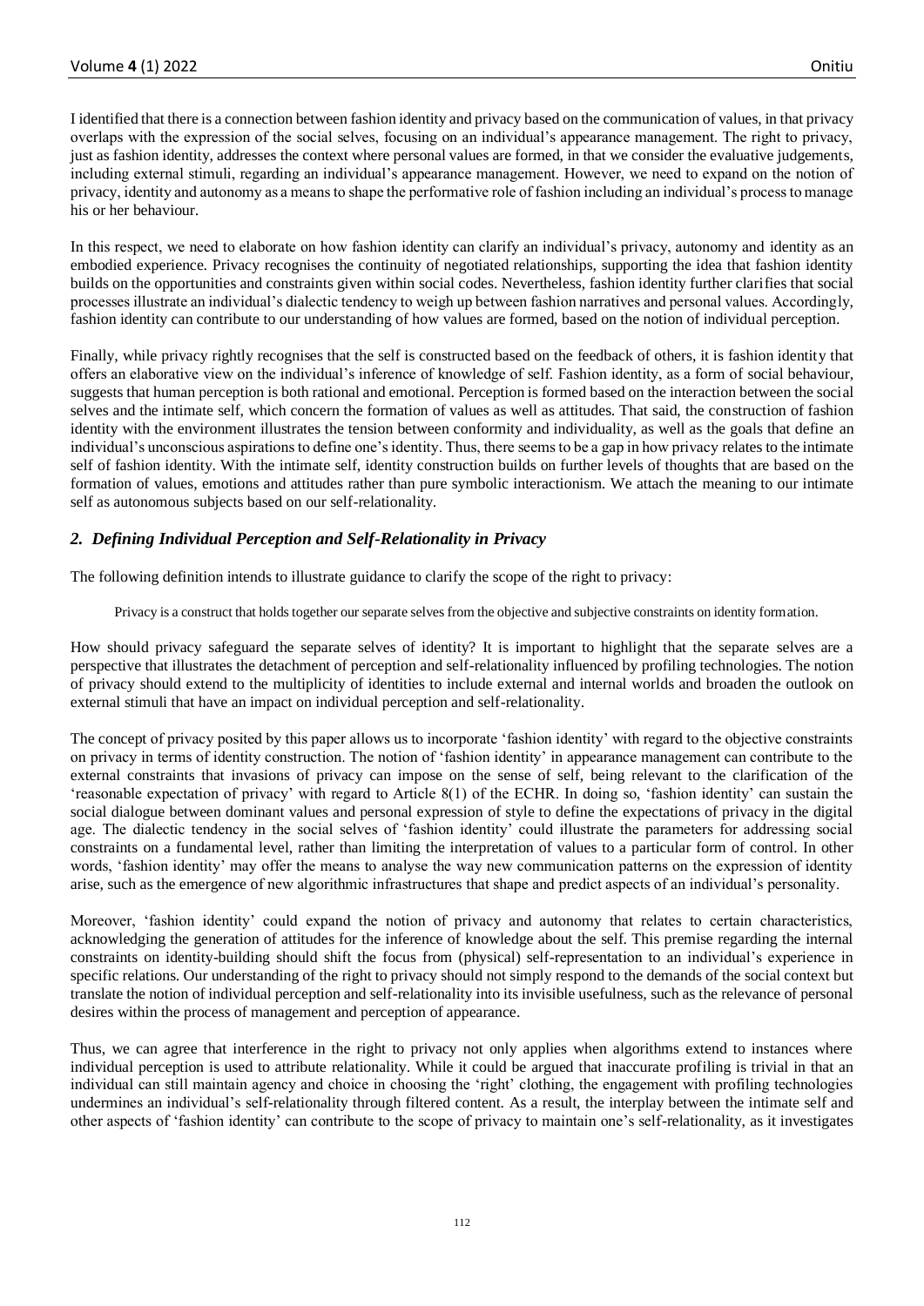I identified that there is a connection between fashion identity and privacy based on the communication of values, in that privacy overlaps with the expression of the social selves, focusing on an individual's appearance management. The right to privacy, just as fashion identity, addresses the context where personal values are formed, in that we consider the evaluative judgements, including external stimuli, regarding an individual's appearance management. However, we need to expand on the notion of privacy, identity and autonomy as a means to shape the performative role of fashion including an individual's process to manage his or her behaviour.

In this respect, we need to elaborate on how fashion identity can clarify an individual's privacy, autonomy and identity as an embodied experience. Privacy recognises the continuity of negotiated relationships, supporting the idea that fashion identity builds on the opportunities and constraints given within social codes. Nevertheless, fashion identity further clarifies that social processes illustrate an individual's dialectic tendency to weigh up between fashion narratives and personal values. Accordingly, fashion identity can contribute to our understanding of how values are formed, based on the notion of individual perception.

Finally, while privacy rightly recognises that the self is constructed based on the feedback of others, it is fashion identity that offers an elaborative view on the individual's inference of knowledge of self. Fashion identity, as a form of social behaviour, suggests that human perception is both rational and emotional. Perception is formed based on the interaction between the social selves and the intimate self, which concern the formation of values as well as attitudes. That said, the construction of fashion identity with the environment illustrates the tension between conformity and individuality, as well as the goals that define an individual's unconscious aspirations to define one's identity. Thus, there seems to be a gap in how privacy relates to the intimate self of fashion identity. With the intimate self, identity construction builds on further levels of thoughts that are based on the formation of values, emotions and attitudes rather than pure symbolic interactionism. We attach the meaning to our intimate self as autonomous subjects based on our self-relationality.

## *2. Defining Individual Perception and Self-Relationality in Privacy*

The following definition intends to illustrate guidance to clarify the scope of the right to privacy:

> Privacy is a construct that holds together our separate selves from the objective and subjective constraints on identity formation.

How should privacy safeguard the separate selves of identity? It is important to highlight that the separate selves are a perspective that illustrates the detachment of perception and self-relationality influenced by profiling technologies. The notion of privacy should extend to the multiplicity of identities to include external and internal worlds and broaden the outlook on external stimuli that have an impact on individual perception and self-relationality.

The concept of privacy posited by this paper allows us to incorporate 'fashion identity' with regard to the objective constraints on privacy in terms of identity construction. The notion of 'fashion identity' in appearance management can contribute to the external constraints that invasions of privacy can impose on the sense of self, being relevant to the clarification of the 'reasonable expectation of privacy' with regard to Article 8(1) of the ECHR. In doing so, 'fashion identity' can sustain the social dialogue between dominant values and personal expression of style to define the expectations of privacy in the digital age. The dialectic tendency in the social selves of 'fashion identity' could illustrate the parameters for addressing social constraints on a fundamental level, rather than limiting the interpretation of values to a particular form of control. In other words, 'fashion identity' may offer the means to analyse the way new communication patterns on the expression of identity arise, such as the emergence of new algorithmic infrastructures that shape and predict aspects of an individual's personality.

Moreover, 'fashion identity' could expand the notion of privacy and autonomy that relates to certain characteristics, acknowledging the generation of attitudes for the inference of knowledge about the self. This premise regarding the internal constraints on identity-building should shift the focus from (physical) self-representation to an individual's experience in specific relations. Our understanding of the right to privacy should not simply respond to the demands of the social context but translate the notion of individual perception and self-relationality into its invisible usefulness, such as the relevance of personal desires within the process of management and perception of appearance.

Thus, we can agree that interference in the right to privacy not only applies when algorithms extend to instances where individual perception is used to attribute relationality. While it could be argued that inaccurate profiling is trivial in that an individual can still maintain agency and choice in choosing the 'right' clothing, the engagement with profiling technologies undermines an individual's self-relationality through filtered content. As a result, the interplay between the intimate self and other aspects of 'fashion identity' can contribute to the scope of privacy to maintain one's self-relationality, as it investigates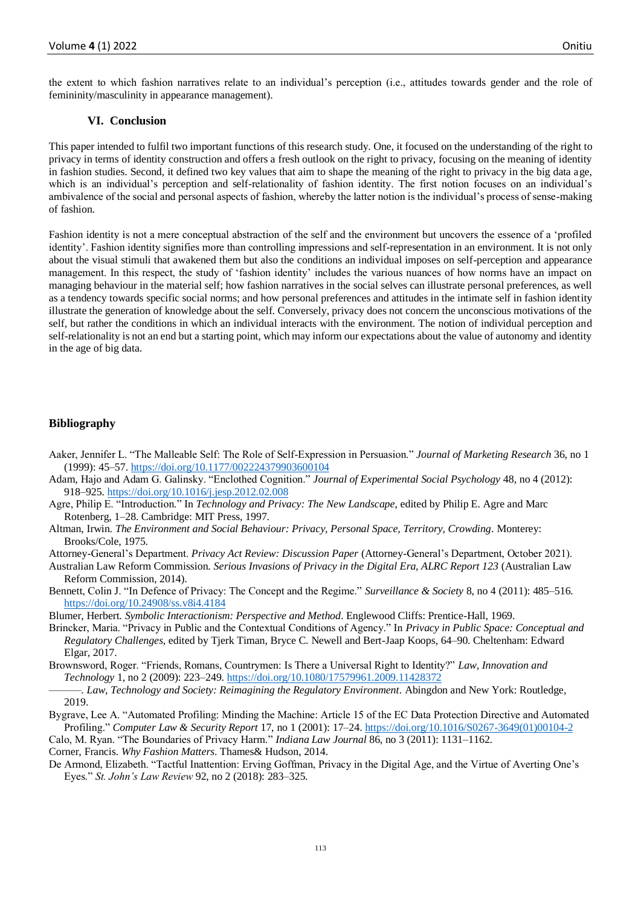the extent to which fashion narratives relate to an individual's perception (i.e., attitudes towards gender and the role of femininity/masculinity in appearance management).

### VI. Conclusion

This paper intended to fulfil two important functions of this research study. One, it focused on the understanding of the right to privacy in terms of identity construction and offers a fresh outlook on the right to privacy, focusing on the meaning of identity in fashion studies. Second, it defined two key values that aim to shape the meaning of the right to privacy in the big data age, which is an individual's perception and self-relationality of fashion identity. The first notion focuses on an individual's ambivalence of the social and personal aspects of fashion, whereby the latter notion is the individual's process of sense-making of fashion.

Fashion identity is not a mere conceptual abstraction of the self and the environment but uncovers the essence of a 'profiled identity'. Fashion identity signifies more than controlling impressions and self-representation in an environment. It is not only about the visual stimuli that awakened them but also the conditions an individual imposes on self-perception and appearance management. In this respect, the study of 'fashion identity' includes the various nuances of how norms have an impact on managing behaviour in the material self; how fashion narratives in the social selves can illustrate personal preferences, as well as a tendency towards specific social norms; and how personal preferences and attitudes in the intimate self in fashion identity illustrate the generation of knowledge about the self. Conversely, privacy does not concern the unconscious motivations of the self, but rather the conditions in which an individual interacts with the environment. The notion of individual perception and self-relationality is not an end but a starting point, which may inform our expectations about the value of autonomy and identity in the age of big data.

### Bibliography

Aaker, Jennifer L. "The Malleable Self: The Role of Self-Expression in Persuasion." *Journal of Marketing Research* 36, no 1 (1999): 45–57. https://doi.org/10.1177/002224379903600104

Adam, Hajo and Adam G. Galinsky. "Enclothed Cognition." *Journal of Experimental Social Psychology* 48, no 4 (2012): 918–925. https://doi.org/10.1016/j.jesp.2012.02.008

Agre, Philip E. "Introduction." In *Technology and Privacy: The New Landscape*, edited by Philip E. Agre and Marc Rotenberg, 1–28. Cambridge: MIT Press, 1997.

Altman, Irwin. *The Environment and Social Behaviour: Privacy, Personal Space, Territory, Crowding*. Monterey: Brooks/Cole, 1975.

Attorney-General's Department. *Privacy Act Review: Discussion Paper* (Attorney-General's Department, October 2021).

Australian Law Reform Commission. *Serious Invasions of Privacy in the Digital Era, ALRC Report 123* (Australian Law Reform Commission, 2014).

Bennett, Colin J. "In Defence of Privacy: The Concept and the Regime." *Surveillance & Society* 8, no 4 (2011): 485–516. https://doi.org/10.24908/ss.v8i4.4184

Blumer, Herbert. *Symbolic Interactionism: Perspective and Method*. Englewood Cliffs: Prentice-Hall, 1969.

Brincker, Maria. "Privacy in Public and the Contextual Conditions of Agency." In *Privacy in Public Space: Conceptual and Regulatory Challenges*, edited by Tjerk Timan, Bryce C. Newell and Bert-Jaap Koops, 64–90. Cheltenham: Edward Elgar, 2017.

Brownsword, Roger. "Friends, Romans, Countrymen: Is There a Universal Right to Identity?" *Law, Innovation and Technology* 1, no 2 (2009): 223–249. https://doi.org/10.1080/17579961.2009.11428372

———. *Law, Technology and Society: Reimagining the Regulatory Environment*. Abingdon and New York: Routledge, 2019.

Bygrave, Lee A. "Automated Profiling: Minding the Machine: Article 15 of the EC Data Protection Directive and Automated Profiling." *Computer Law & Security Report* 17, no 1 (2001): 17–24. https://doi.org/10.1016/S0267-3649(01)00104-2

Calo, M. Ryan. "The Boundaries of Privacy Harm." *Indiana Law Journal* 86, no 3 (2011): 1131–1162.

Corner, Francis. *Why Fashion Matters*. Thames& Hudson, 2014.

De Armond, Elizabeth. "Tactful Inattention: Erving Goffman, Privacy in the Digital Age, and the Virtue of Averting One's Eyes." *St. John's Law Review* 92, no 2 (2018): 283–325.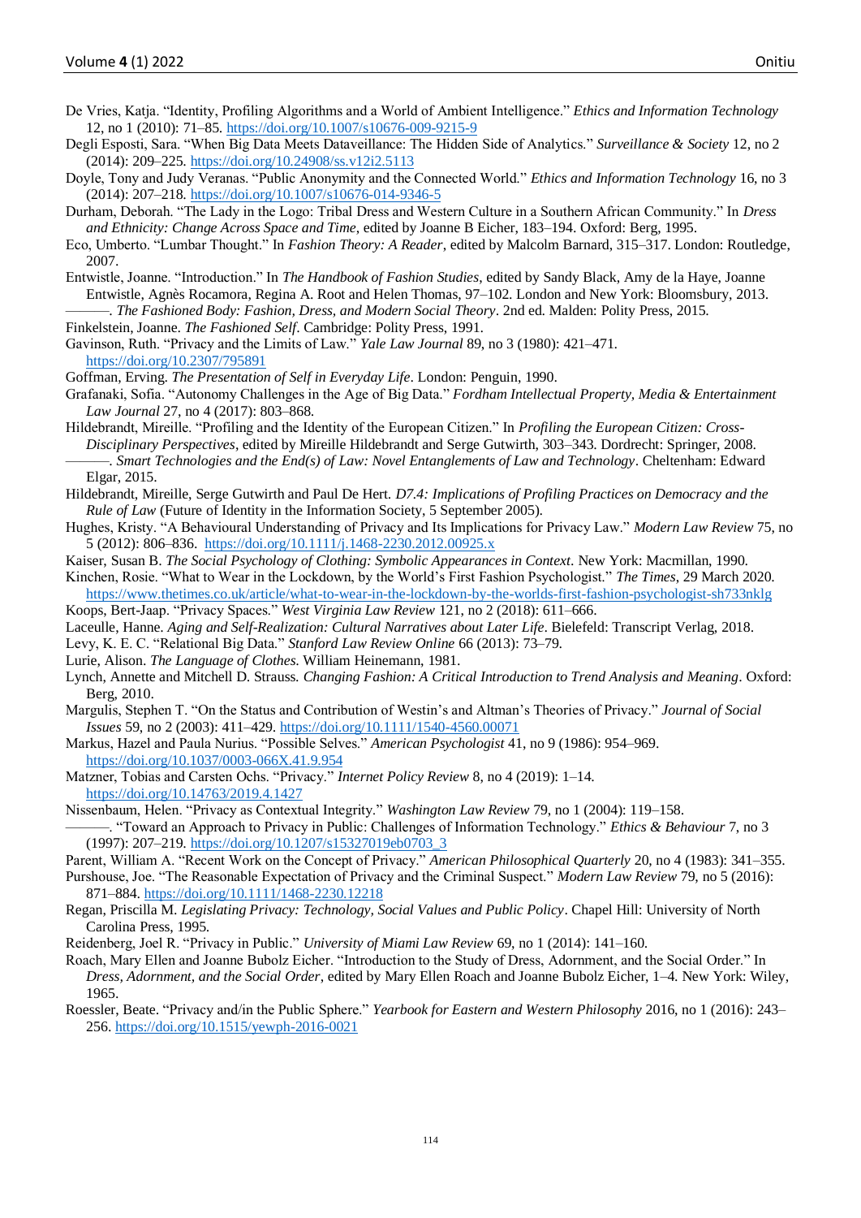De Vries, Katja. "Identity, Profiling Algorithms and a World of Ambient Intelligence." *Ethics and Information Technology* 12, no 1 (2010): 71–85. https://doi.org/10.1007/s10676-009-9215-9

Degli Esposti, Sara. "When Big Data Meets Dataveillance: The Hidden Side of Analytics." *Surveillance & Society* 12, no 2 (2014): 209–225. https://doi.org/10.24908/ss.v12i2.5113

Doyle, Tony and Judy Veranas. "Public Anonymity and the Connected World." *Ethics and Information Technology* 16, no 3 (2014): 207–218. https://doi.org/10.1007/s10676-014-9346-5

Durham, Deborah. "The Lady in the Logo: Tribal Dress and Western Culture in a Southern African Community." In *Dress and Ethnicity: Change Across Space and Time*, edited by Joanne B Eicher, 183–194. Oxford: Berg, 1995.

Eco, Umberto. "Lumbar Thought." In *Fashion Theory: A Reader*, edited by Malcolm Barnard, 315–317. London: Routledge, 2007.

Entwistle, Joanne. "Introduction." In *The Handbook of Fashion Studies*, edited by Sandy Black, Amy de la Haye, Joanne Entwistle, Agnès Rocamora, Regina A. Root and Helen Thomas, 97–102. London and New York: Bloomsbury, 2013.

———. *The Fashioned Body: Fashion, Dress, and Modern Social Theory*. 2nd ed. Malden: Polity Press, 2015.

Finkelstein, Joanne. *The Fashioned Self*. Cambridge: Polity Press, 1991.

Gavinson, Ruth. "Privacy and the Limits of Law." *Yale Law Journal* 89, no 3 (1980): 421–471. https://doi.org/10.2307/795891

Goffman, Erving. *The Presentation of Self in Everyday Life*. London: Penguin, 1990.

Grafanaki, Sofia. "Autonomy Challenges in the Age of Big Data." *Fordham Intellectual Property, Media & Entertainment Law Journal* 27, no 4 (2017): 803–868.

Hildebrandt, Mireille. "Profiling and the Identity of the European Citizen." In *Profiling the European Citizen: Cross-Disciplinary Perspectives*, edited by Mireille Hildebrandt and Serge Gutwirth, 303–343. Dordrecht: Springer, 2008.

———. *Smart Technologies and the End(s) of Law: Novel Entanglements of Law and Technology*. Cheltenham: Edward Elgar, 2015.

Hildebrandt, Mireille, Serge Gutwirth and Paul De Hert. *D7.4: Implications of Profiling Practices on Democracy and the Rule of Law* (Future of Identity in the Information Society, 5 September 2005).

Hughes, Kristy. "A Behavioural Understanding of Privacy and Its Implications for Privacy Law." *Modern Law Review* 75, no 5 (2012): 806–836. https://doi.org/10.1111/j.1468-2230.2012.00925.x

Kaiser, Susan B. *The Social Psychology of Clothing: Symbolic Appearances in Context*. New York: Macmillan, 1990.

Kinchen, Rosie. "What to Wear in the Lockdown, by the World's First Fashion Psychologist." *The Times*, 29 March 2020. https://www.thetimes.co.uk/article/what-to-wear-in-the-lockdown-by-the-worlds-first-fashion-psychologist-sh733nklg

Koops, Bert-Jaap. "Privacy Spaces." *West Virginia Law Review* 121, no 2 (2018): 611–666.

Laceulle, Hanne. *Aging and Self-Realization: Cultural Narratives about Later Life*. Bielefeld: Transcript Verlag, 2018.

Levy, K. E. C. "Relational Big Data." *Stanford Law Review Online* 66 (2013): 73–79.

Lurie, Alison. *The Language of Clothes*. William Heinemann, 1981.

Lynch, Annette and Mitchell D. Strauss. *Changing Fashion: A Critical Introduction to Trend Analysis and Meaning*. Oxford: Berg, 2010.

Margulis, Stephen T. "On the Status and Contribution of Westin's and Altman's Theories of Privacy." *Journal of Social Issues* 59, no 2 (2003): 411–429. https://doi.org/10.1111/1540-4560.00071

Markus, Hazel and Paula Nurius. "Possible Selves." *American Psychologist* 41, no 9 (1986): 954–969. https://doi.org/10.1037/0003-066X.41.9.954

Matzner, Tobias and Carsten Ochs. "Privacy." *Internet Policy Review* 8, no 4 (2019): 1–14. https://doi.org/10.14763/2019.4.1427

Nissenbaum, Helen. "Privacy as Contextual Integrity." *Washington Law Review* 79, no 1 (2004): 119–158.

———. "Toward an Approach to Privacy in Public: Challenges of Information Technology." *Ethics & Behaviour* 7, no 3 (1997): 207–219. https://doi.org/10.1207/s15327019eb0703_3

Parent, William A. "Recent Work on the Concept of Privacy." *American Philosophical Quarterly* 20, no 4 (1983): 341–355.

Purshouse, Joe. "The Reasonable Expectation of Privacy and the Criminal Suspect." *Modern Law Review* 79, no 5 (2016): 871–884. https://doi.org/10.1111/1468-2230.12218

Regan, Priscilla M. *Legislating Privacy: Technology, Social Values and Public Policy*. Chapel Hill: University of North Carolina Press, 1995.

Reidenberg, Joel R. "Privacy in Public." *University of Miami Law Review* 69, no 1 (2014): 141–160.

Roach, Mary Ellen and Joanne Bubolz Eicher. "Introduction to the Study of Dress, Adornment, and the Social Order." In *Dress, Adornment, and the Social Order*, edited by Mary Ellen Roach and Joanne Bubolz Eicher, 1–4. New York: Wiley, 1965.

Roessler, Beate. "Privacy and/in the Public Sphere." *Yearbook for Eastern and Western Philosophy* 2016, no 1 (2016): 243–256. https://doi.org/10.1515/yewph-2016-0021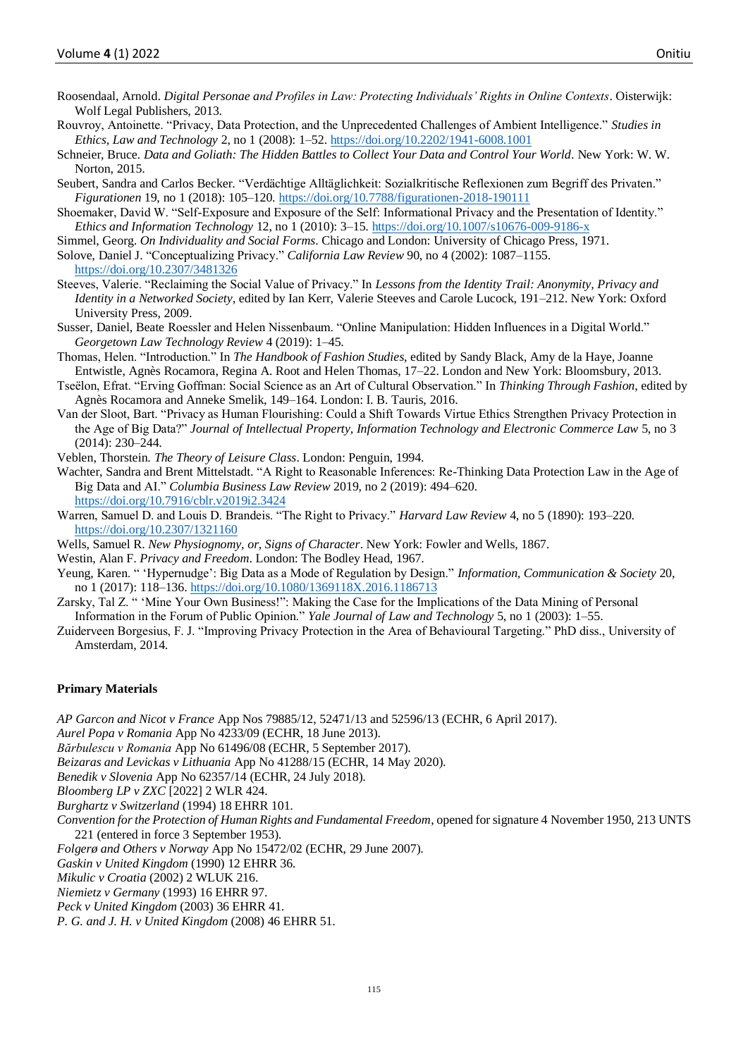Roosendaal, Arnold. *Digital Personae and Profiles in Law: Protecting Individuals' Rights in Online Contexts*. Oisterwijk: Wolf Legal Publishers, 2013.

Rouvroy, Antoinette. "Privacy, Data Protection, and the Unprecedented Challenges of Ambient Intelligence." *Studies in Ethics, Law and Technology* 2, no 1 (2008): 1–52. https://doi.org/10.2202/1941-6008.1001

Schneier, Bruce. *Data and Goliath: The Hidden Battles to Collect Your Data and Control Your World*. New York: W. W. Norton, 2015.

Seubert, Sandra and Carlos Becker. "Verdächtige Alltäglichkeit: Sozialkritische Reflexionen zum Begriff des Privaten." *Figurationen* 19, no 1 (2018): 105–120. https://doi.org/10.7788/figurationen-2018-190111

Shoemaker, David W. "Self-Exposure and Exposure of the Self: Informational Privacy and the Presentation of Identity." *Ethics and Information Technology* 12, no 1 (2010): 3–15. https://doi.org/10.1007/s10676-009-9186-x

Simmel, Georg. *On Individuality and Social Forms*. Chicago and London: University of Chicago Press, 1971.

Solove, Daniel J. "Conceptualizing Privacy." *California Law Review* 90, no 4 (2002): 1087–1155. https://doi.org/10.2307/3481326

Steeves, Valerie. "Reclaiming the Social Value of Privacy." In *Lessons from the Identity Trail: Anonymity, Privacy and Identity in a Networked Society*, edited by Ian Kerr, Valerie Steeves and Carole Lucock, 191–212. New York: Oxford University Press, 2009.

Susser, Daniel, Beate Roessler and Helen Nissenbaum. "Online Manipulation: Hidden Influences in a Digital World." *Georgetown Law Technology Review* 4 (2019): 1–45.

Thomas, Helen. "Introduction." In *The Handbook of Fashion Studies*, edited by Sandy Black, Amy de la Haye, Joanne Entwistle, Agnès Rocamora, Regina A. Root and Helen Thomas, 17–22. London and New York: Bloomsbury, 2013.

Tseëlon, Efrat. "Erving Goffman: Social Science as an Art of Cultural Observation." In *Thinking Through Fashion*, edited by Agnès Rocamora and Anneke Smelik, 149–164. London: I. B. Tauris, 2016.

Van der Sloot, Bart. "Privacy as Human Flourishing: Could a Shift Towards Virtue Ethics Strengthen Privacy Protection in the Age of Big Data?" *Journal of Intellectual Property, Information Technology and Electronic Commerce Law* 5, no 3 (2014): 230–244.

Veblen, Thorstein. *The Theory of Leisure Class*. London: Penguin, 1994.

Wachter, Sandra and Brent Mittelstadt. "A Right to Reasonable Inferences: Re-Thinking Data Protection Law in the Age of Big Data and AI." *Columbia Business Law Review* 2019, no 2 (2019): 494–620. https://doi.org/10.7916/cblr.v2019i2.3424

Warren, Samuel D. and Louis D. Brandeis. "The Right to Privacy." *Harvard Law Review* 4, no 5 (1890): 193–220. https://doi.org/10.2307/1321160

Wells, Samuel R. *New Physiognomy, or, Signs of Character*. New York: Fowler and Wells, 1867.

Westin, Alan F. *Privacy and Freedom*. London: The Bodley Head, 1967.

Yeung, Karen. " 'Hypernudge': Big Data as a Mode of Regulation by Design." *Information, Communication & Society* 20, no 1 (2017): 118–136. https://doi.org/10.1080/1369118X.2016.1186713

Zarsky, Tal Z. " 'Mine Your Own Business!": Making the Case for the Implications of the Data Mining of Personal Information in the Forum of Public Opinion." *Yale Journal of Law and Technology* 5, no 1 (2003): 1–55.

Zuiderveen Borgesius, F. J. "Improving Privacy Protection in the Area of Behavioural Targeting." PhD diss., University of Amsterdam, 2014.

**Primary Materials**

*AP Garcon and Nicot v France* App Nos 79885/12, 52471/13 and 52596/13 (ECHR, 6 April 2017).

*Aurel Popa v Romania* App No 4233/09 (ECHR, 18 June 2013).

*Bărbulescu v Romania* App No 61496/08 (ECHR, 5 September 2017).

*Beizaras and Levickas v Lithuania* App No 41288/15 (ECHR, 14 May 2020).

*Benedik v Slovenia* App No 62357/14 (ECHR, 24 July 2018).

*Bloomberg LP v ZXC* [2022] 2 WLR 424.

*Burghartz v Switzerland* (1994) 18 EHRR 101.

*Convention for the Protection of Human Rights and Fundamental Freedom*, opened for signature 4 November 1950, 213 UNTS 221 (entered in force 3 September 1953).

*Folgerø and Others v Norway* App No 15472/02 (ECHR, 29 June 2007).

*Gaskin v United Kingdom* (1990) 12 EHRR 36.

*Mikulic v Croatia* (2002) 2 WLUK 216.

*Niemietz v Germany* (1993) 16 EHRR 97.

*Peck v United Kingdom* (2003) 36 EHRR 41.

*P. G. and J. H. v United Kingdom* (2008) 46 EHRR 51.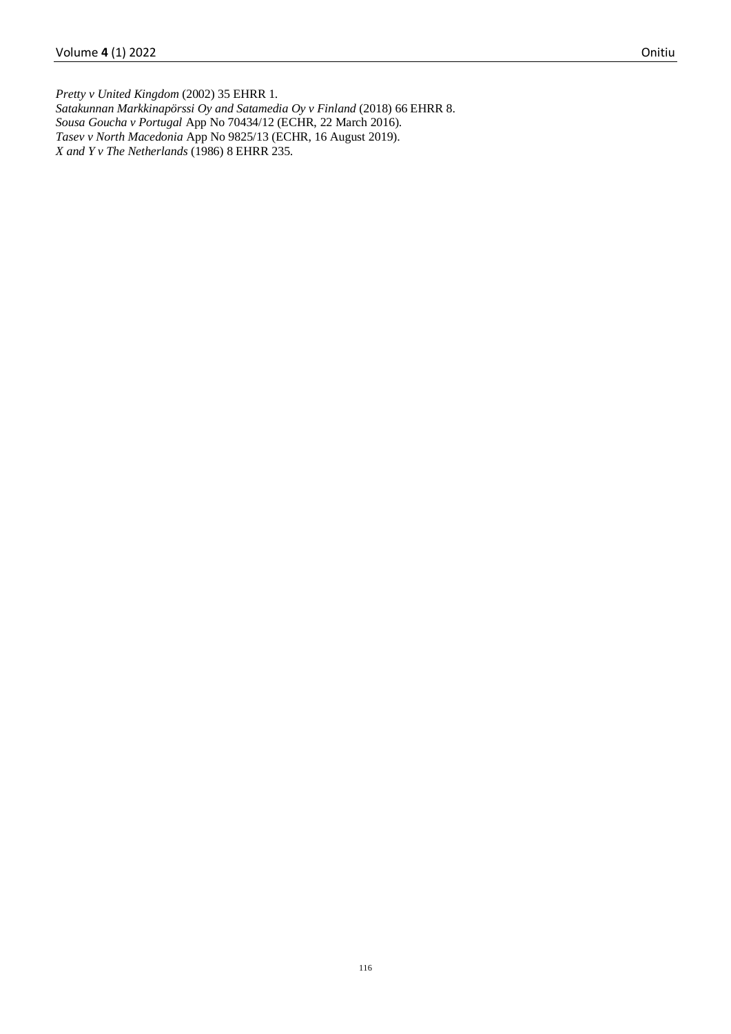*Pretty v United Kingdom* (2002) 35 EHRR 1.

*Satakunnan Markkinapörssi Oy and Satamedia Oy v Finland* (2018) 66 EHRR 8.

*Sousa Goucha v Portugal* App No 70434/12 (ECHR, 22 March 2016).

*Tasev v North Macedonia* App No 9825/13 (ECHR, 16 August 2019).

*X and Y v The Netherlands* (1986) 8 EHRR 235.